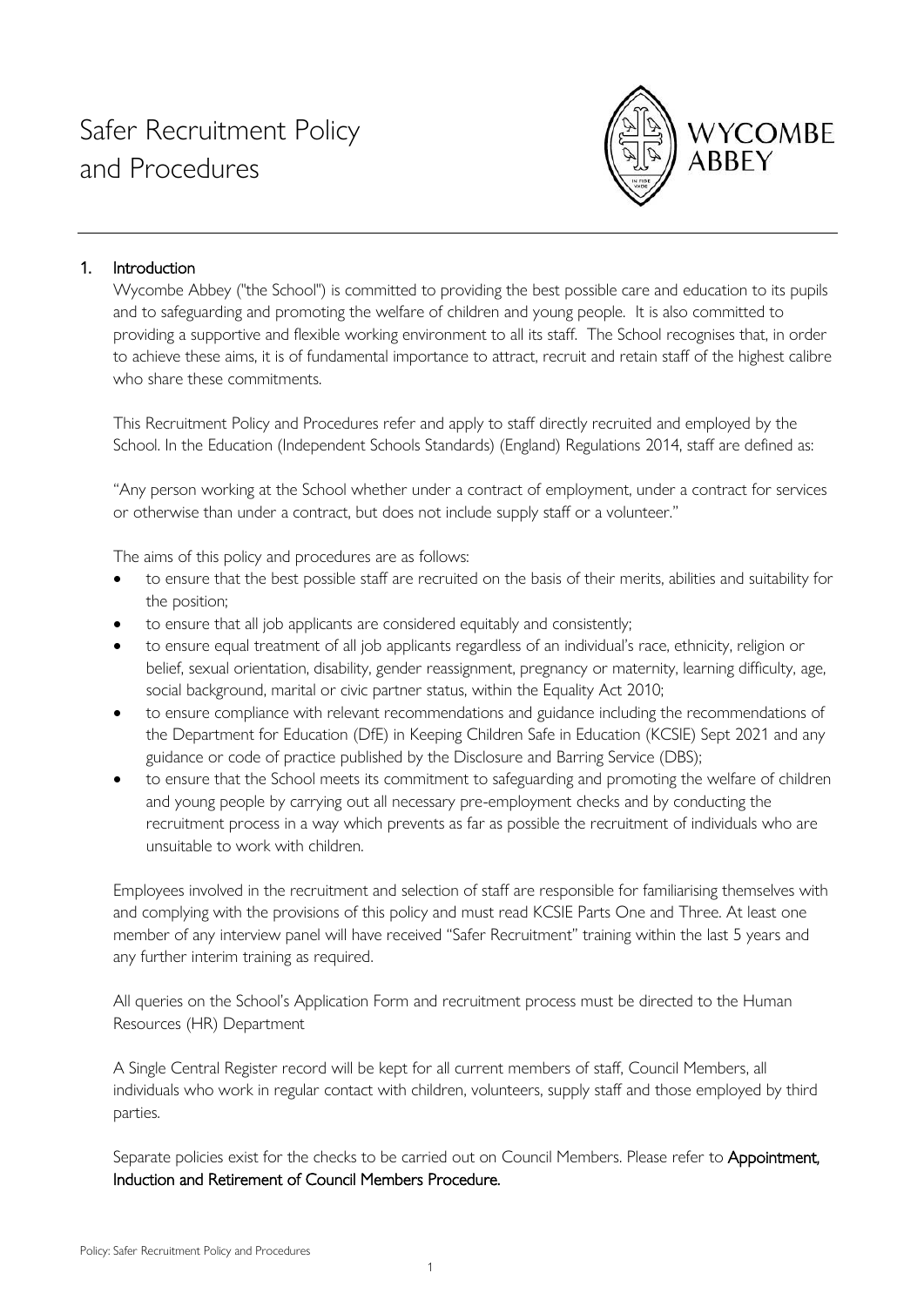# Safer Recruitment Policy and Procedures

WYCOMBE ABBEY

## 1. Introduction

Wycombe Abbey ("the School") is committed to providing the best possible care and education to its pupils and to safeguarding and promoting the welfare of children and young people. It is also committed to providing a supportive and flexible working environment to all its staff. The School recognises that, in order to achieve these aims, it is of fundamental importance to attract, recruit and retain staff of the highest calibre who share these commitments.

This Recruitment Policy and Procedures refer and apply to staff directly recruited and employed by the School. In the Education (Independent Schools Standards) (England) Regulations 2014, staff are defined as:

"Any person working at the School whether under a contract of employment, under a contract for services or otherwise than under a contract, but does not include supply staff or a volunteer."

The aims of this policy and procedures are as follows:

- to ensure that the best possible staff are recruited on the basis of their merits, abilities and suitability for the position;
- to ensure that all job applicants are considered equitably and consistently;
- to ensure equal treatment of all job applicants regardless of an individual's race, ethnicity, religion or belief, sexual orientation, disability, gender reassignment, pregnancy or maternity, learning difficulty, age, social background, marital or civic partner status, within the Equality Act 2010;
- to ensure compliance with relevant recommendations and guidance including the recommendations of the Department for Education (DfE) in Keeping Children Safe in Education (KCSIE) Sept 2021 and any guidance or code of practice published by the Disclosure and Barring Service (DBS);
- to ensure that the School meets its commitment to safeguarding and promoting the welfare of children and young people by carrying out all necessary pre-employment checks and by conducting the recruitment process in a way which prevents as far as possible the recruitment of individuals who are unsuitable to work with children.

Employees involved in the recruitment and selection of staff are responsible for familiarising themselves with and complying with the provisions of this policy and must read KCSIE Parts One and Three. At least one member of any interview panel will have received "Safer Recruitment" training within the last 5 years and any further interim training as required.

All queries on the School's Application Form and recruitment process must be directed to the Human Resources (HR) Department

A Single Central Register record will be kept for all current members of staff, Council Members, all individuals who work in regular contact with children, volunteers, supply staff and those employed by third parties.

Separate policies exist for the checks to be carried out on Council Members. Please refer to **Appointment, Induction and Retirement of Council Members Procedure.**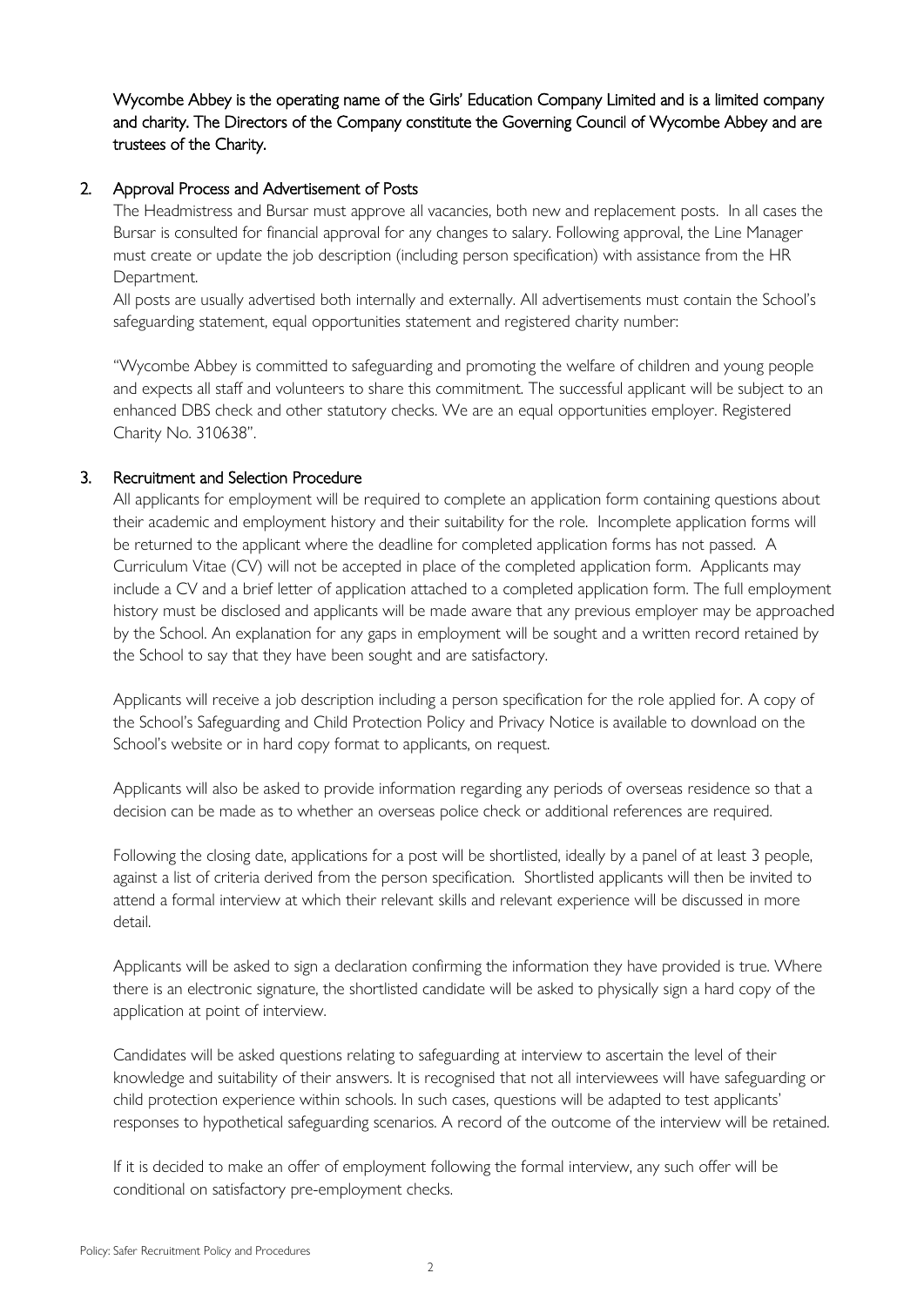Wycombe Abbey is the operating name of the Girls' Education Company Limited and is a limited company and charity. The Directors of the Company constitute the Governing Council of Wycombe Abbey and are trustees of the Charity.

## 2. Approval Process and Advertisement of Posts

The Headmistress and Bursar must approve all vacancies, both new and replacement posts. In all cases the Bursar is consulted for financial approval for any changes to salary. Following approval, the Line Manager must create or update the job description (including person specification) with assistance from the HR Department.

All posts are usually advertised both internally and externally. All advertisements must contain the School's safeguarding statement, equal opportunities statement and registered charity number:

"Wycombe Abbey is committed to safeguarding and promoting the welfare of children and young people and expects all staff and volunteers to share this commitment. The successful applicant will be subject to an enhanced DBS check and other statutory checks. We are an equal opportunities employer. Registered Charity No. 310638".

## 3. Recruitment and Selection Procedure

All applicants for employment will be required to complete an application form containing questions about their academic and employment history and their suitability for the role. Incomplete application forms will be returned to the applicant where the deadline for completed application forms has not passed. A Curriculum Vitae (CV) will not be accepted in place of the completed application form. Applicants may include a CV and a brief letter of application attached to a completed application form. The full employment history must be disclosed and applicants will be made aware that any previous employer may be approached by the School. An explanation for any gaps in employment will be sought and a written record retained by the School to say that they have been sought and are satisfactory.

Applicants will receive a job description including a person specification for the role applied for. A copy of the School's Safeguarding and Child Protection Policy and Privacy Notice is available to download on the School's website or in hard copy format to applicants, on request.

Applicants will also be asked to provide information regarding any periods of overseas residence so that a decision can be made as to whether an overseas police check or additional references are required.

Following the closing date, applications for a post will be shortlisted, ideally by a panel of at least 3 people, against a list of criteria derived from the person specification. Shortlisted applicants will then be invited to attend a formal interview at which their relevant skills and relevant experience will be discussed in more detail.

Applicants will be asked to sign a declaration confirming the information they have provided is true. Where there is an electronic signature, the shortlisted candidate will be asked to physically sign a hard copy of the application at point of interview.

Candidates will be asked questions relating to safeguarding at interview to ascertain the level of their knowledge and suitability of their answers. It is recognised that not all interviewees will have safeguarding or child protection experience within schools. In such cases, questions will be adapted to test applicants' responses to hypothetical safeguarding scenarios. A record of the outcome of the interview will be retained.

If it is decided to make an offer of employment following the formal interview, any such offer will be conditional on satisfactory pre-employment checks.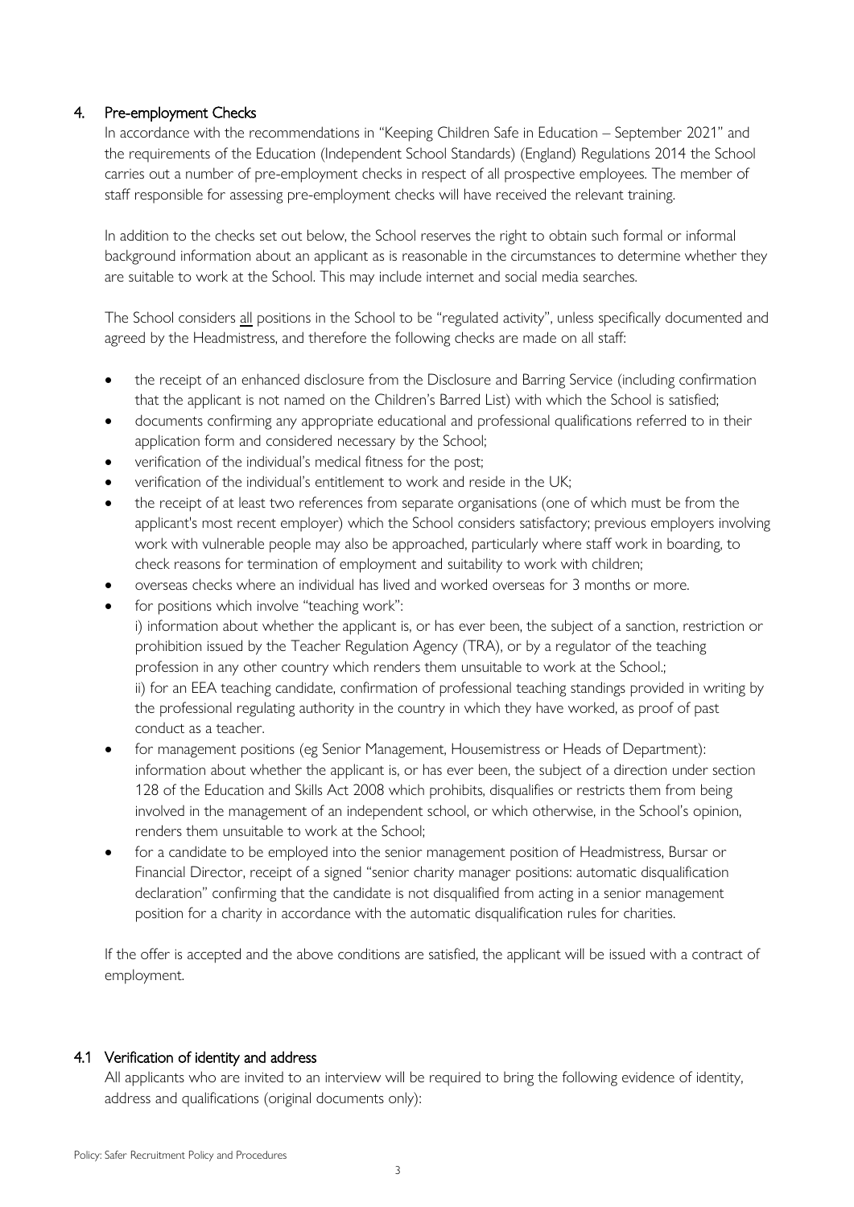## 4. Pre-employment Checks

In accordance with the recommendations in "Keeping Children Safe in Education – September 2021" and the requirements of the Education (Independent School Standards) (England) Regulations 2014 the School carries out a number of pre-employment checks in respect of all prospective employees. The member of staff responsible for assessing pre-employment checks will have received the relevant training.

In addition to the checks set out below, the School reserves the right to obtain such formal or informal background information about an applicant as is reasonable in the circumstances to determine whether they are suitable to work at the School. This may include internet and social media searches.

The School considers <u>all</u> positions in the School to be "regulated activity", unless specifically documented and agreed by the Headmistress, and therefore the following checks are made on all staff:

- the receipt of an enhanced disclosure from the Disclosure and Barring Service (including confirmation that the applicant is not named on the Children's Barred List) with which the School is satisfied;
- documents confirming any appropriate educational and professional qualifications referred to in their application form and considered necessary by the School;
- verification of the individual's medical fitness for the post;
- verification of the individual's entitlement to work and reside in the UK;
- the receipt of at least two references from separate organisations (one of which must be from the applicant's most recent employer) which the School considers satisfactory; previous employers involving work with vulnerable people may also be approached, particularly where staff work in boarding, to check reasons for termination of employment and suitability to work with children;
- overseas checks where an individual has lived and worked overseas for 3 months or more.
- for positions which involve "teaching work":
  i) information about whether the applicant is, or has ever been, the subject of a sanction, restriction or prohibition issued by the Teacher Regulation Agency (TRA), or by a regulator of the teaching profession in any other country which renders them unsuitable to work at the School.;
  ii) for an EEA teaching candidate, confirmation of professional teaching standings provided in writing by the professional regulating authority in the country in which they have worked, as proof of past conduct as a teacher.
- for management positions (eg Senior Management, Housemistress or Heads of Department): information about whether the applicant is, or has ever been, the subject of a direction under section 128 of the Education and Skills Act 2008 which prohibits, disqualifies or restricts them from being involved in the management of an independent school, or which otherwise, in the School's opinion, renders them unsuitable to work at the School;
- for a candidate to be employed into the senior management position of Headmistress, Bursar or Financial Director, receipt of a signed "senior charity manager positions: automatic disqualification declaration" confirming that the candidate is not disqualified from acting in a senior management position for a charity in accordance with the automatic disqualification rules for charities.

If the offer is accepted and the above conditions are satisfied, the applicant will be issued with a contract of employment.

### 4.1 Verification of identity and address

All applicants who are invited to an interview will be required to bring the following evidence of identity, address and qualifications (original documents only):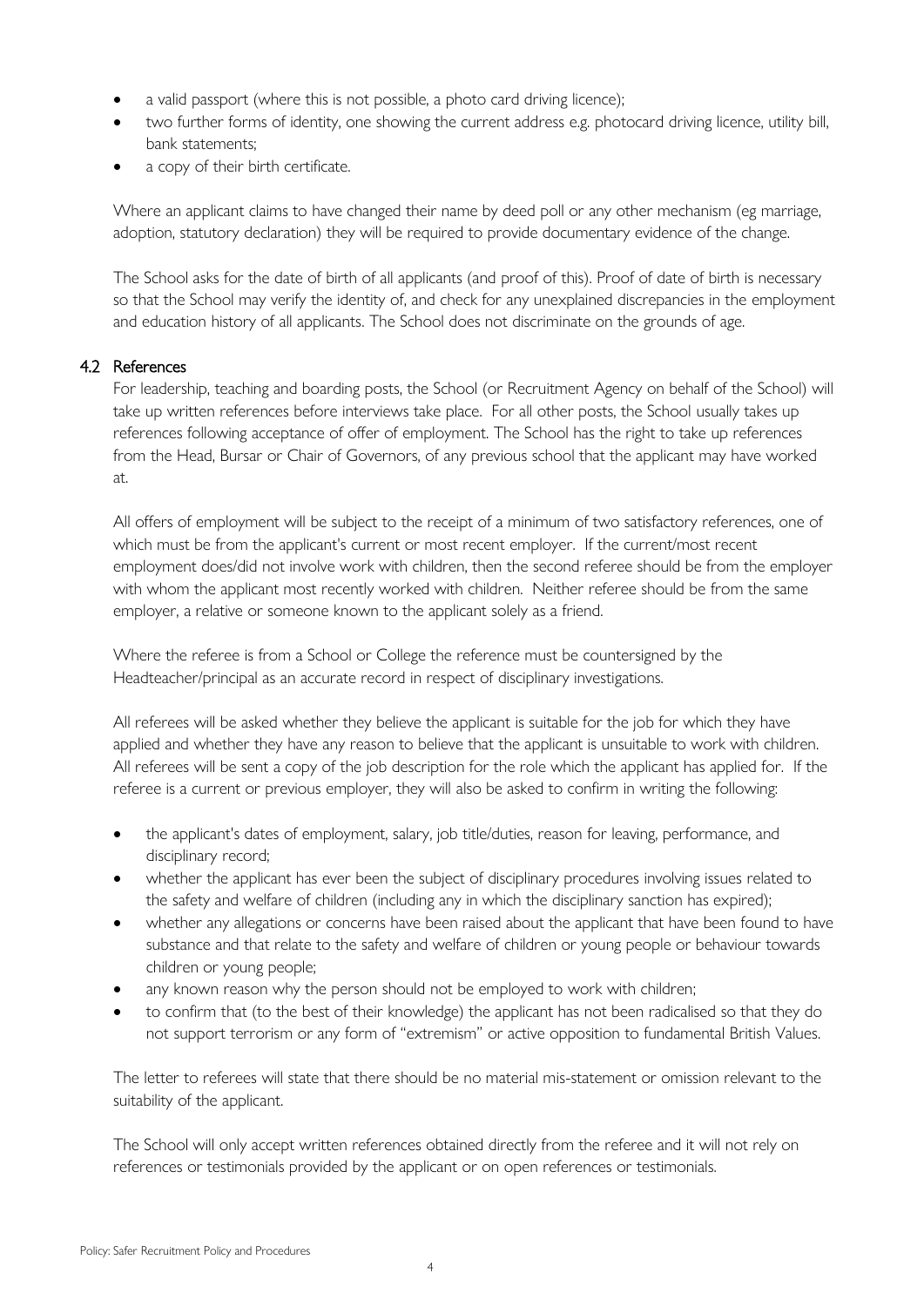- a valid passport (where this is not possible, a photo card driving licence);
- two further forms of identity, one showing the current address e.g. photocard driving licence, utility bill, bank statements;
- a copy of their birth certificate.

Where an applicant claims to have changed their name by deed poll or any other mechanism (eg marriage, adoption, statutory declaration) they will be required to provide documentary evidence of the change.

The School asks for the date of birth of all applicants (and proof of this). Proof of date of birth is necessary so that the School may verify the identity of, and check for any unexplained discrepancies in the employment and education history of all applicants. The School does not discriminate on the grounds of age.

### 4.2 References

For leadership, teaching and boarding posts, the School (or Recruitment Agency on behalf of the School) will take up written references before interviews take place. For all other posts, the School usually takes up references following acceptance of offer of employment. The School has the right to take up references from the Head, Bursar or Chair of Governors, of any previous school that the applicant may have worked at.

All offers of employment will be subject to the receipt of a minimum of two satisfactory references, one of which must be from the applicant's current or most recent employer. If the current/most recent employment does/did not involve work with children, then the second referee should be from the employer with whom the applicant most recently worked with children. Neither referee should be from the same employer, a relative or someone known to the applicant solely as a friend.

Where the referee is from a School or College the reference must be countersigned by the Headteacher/principal as an accurate record in respect of disciplinary investigations.

All referees will be asked whether they believe the applicant is suitable for the job for which they have applied and whether they have any reason to believe that the applicant is unsuitable to work with children. All referees will be sent a copy of the job description for the role which the applicant has applied for. If the referee is a current or previous employer, they will also be asked to confirm in writing the following:

- the applicant's dates of employment, salary, job title/duties, reason for leaving, performance, and disciplinary record;
- whether the applicant has ever been the subject of disciplinary procedures involving issues related to the safety and welfare of children (including any in which the disciplinary sanction has expired);
- whether any allegations or concerns have been raised about the applicant that have been found to have substance and that relate to the safety and welfare of children or young people or behaviour towards children or young people;
- any known reason why the person should not be employed to work with children;
- to confirm that (to the best of their knowledge) the applicant has not been radicalised so that they do not support terrorism or any form of "extremism" or active opposition to fundamental British Values.

The letter to referees will state that there should be no material mis-statement or omission relevant to the suitability of the applicant.

The School will only accept written references obtained directly from the referee and it will not rely on references or testimonials provided by the applicant or on open references or testimonials.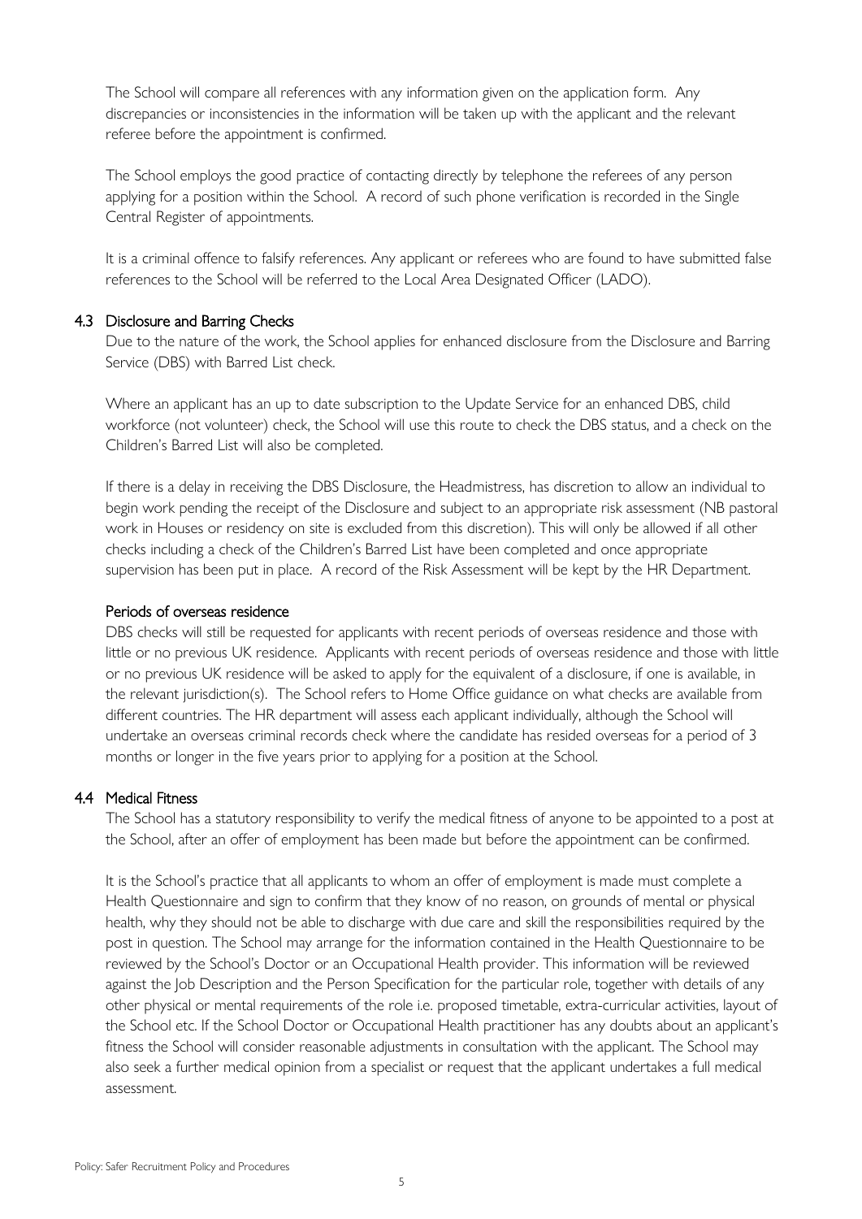The School will compare all references with any information given on the application form. Any discrepancies or inconsistencies in the information will be taken up with the applicant and the relevant referee before the appointment is confirmed.

The School employs the good practice of contacting directly by telephone the referees of any person applying for a position within the School. A record of such phone verification is recorded in the Single Central Register of appointments.

It is a criminal offence to falsify references. Any applicant or referees who are found to have submitted false references to the School will be referred to the Local Area Designated Officer (LADO).

### 4.3 Disclosure and Barring Checks

Due to the nature of the work, the School applies for enhanced disclosure from the Disclosure and Barring Service (DBS) with Barred List check.

Where an applicant has an up to date subscription to the Update Service for an enhanced DBS, child workforce (not volunteer) check, the School will use this route to check the DBS status, and a check on the Children's Barred List will also be completed.

If there is a delay in receiving the DBS Disclosure, the Headmistress, has discretion to allow an individual to begin work pending the receipt of the Disclosure and subject to an appropriate risk assessment (NB pastoral work in Houses or residency on site is excluded from this discretion). This will only be allowed if all other checks including a check of the Children's Barred List have been completed and once appropriate supervision has been put in place. A record of the Risk Assessment will be kept by the HR Department.

#### Periods of overseas residence

DBS checks will still be requested for applicants with recent periods of overseas residence and those with little or no previous UK residence. Applicants with recent periods of overseas residence and those with little or no previous UK residence will be asked to apply for the equivalent of a disclosure, if one is available, in the relevant jurisdiction(s). The School refers to Home Office guidance on what checks are available from different countries. The HR department will assess each applicant individually, although the School will undertake an overseas criminal records check where the candidate has resided overseas for a period of 3 months or longer in the five years prior to applying for a position at the School.

### 4.4 Medical Fitness

The School has a statutory responsibility to verify the medical fitness of anyone to be appointed to a post at the School, after an offer of employment has been made but before the appointment can be confirmed.

It is the School's practice that all applicants to whom an offer of employment is made must complete a Health Questionnaire and sign to confirm that they know of no reason, on grounds of mental or physical health, why they should not be able to discharge with due care and skill the responsibilities required by the post in question. The School may arrange for the information contained in the Health Questionnaire to be reviewed by the School's Doctor or an Occupational Health provider. This information will be reviewed against the Job Description and the Person Specification for the particular role, together with details of any other physical or mental requirements of the role i.e. proposed timetable, extra-curricular activities, layout of the School etc. If the School Doctor or Occupational Health practitioner has any doubts about an applicant's fitness the School will consider reasonable adjustments in consultation with the applicant. The School may also seek a further medical opinion from a specialist or request that the applicant undertakes a full medical assessment.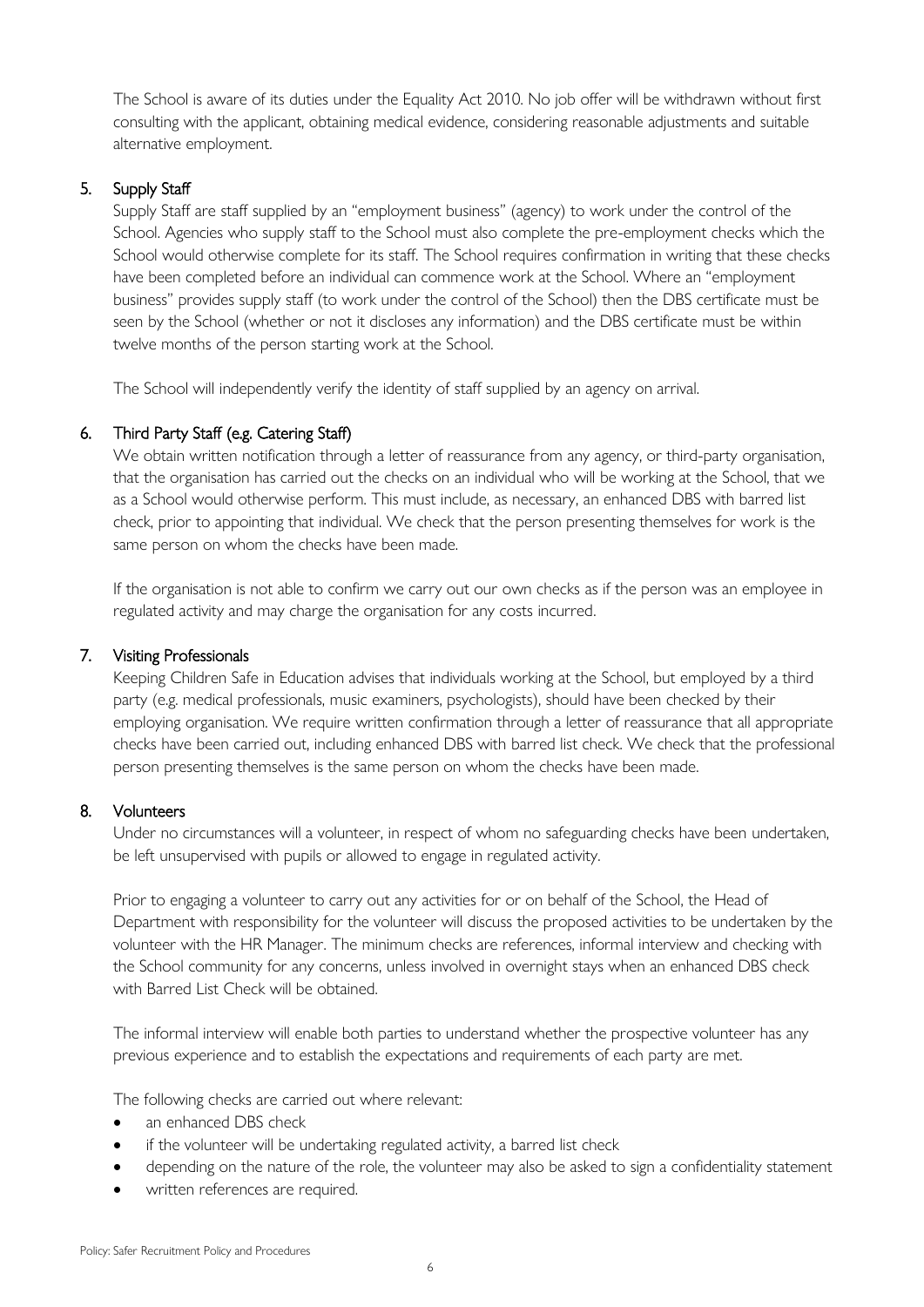The School is aware of its duties under the Equality Act 2010. No job offer will be withdrawn without first consulting with the applicant, obtaining medical evidence, considering reasonable adjustments and suitable alternative employment.

## 5. Supply Staff

Supply Staff are staff supplied by an "employment business" (agency) to work under the control of the School. Agencies who supply staff to the School must also complete the pre-employment checks which the School would otherwise complete for its staff. The School requires confirmation in writing that these checks have been completed before an individual can commence work at the School. Where an "employment business" provides supply staff (to work under the control of the School) then the DBS certificate must be seen by the School (whether or not it discloses any information) and the DBS certificate must be within twelve months of the person starting work at the School.

The School will independently verify the identity of staff supplied by an agency on arrival.

## 6. Third Party Staff (e.g. Catering Staff)

We obtain written notification through a letter of reassurance from any agency, or third-party organisation, that the organisation has carried out the checks on an individual who will be working at the School, that we as a School would otherwise perform. This must include, as necessary, an enhanced DBS with barred list check, prior to appointing that individual. We check that the person presenting themselves for work is the same person on whom the checks have been made.

If the organisation is not able to confirm we carry out our own checks as if the person was an employee in regulated activity and may charge the organisation for any costs incurred.

## 7. Visiting Professionals

Keeping Children Safe in Education advises that individuals working at the School, but employed by a third party (e.g. medical professionals, music examiners, psychologists), should have been checked by their employing organisation. We require written confirmation through a letter of reassurance that all appropriate checks have been carried out, including enhanced DBS with barred list check. We check that the professional person presenting themselves is the same person on whom the checks have been made.

## 8. Volunteers

Under no circumstances will a volunteer, in respect of whom no safeguarding checks have been undertaken, be left unsupervised with pupils or allowed to engage in regulated activity.

Prior to engaging a volunteer to carry out any activities for or on behalf of the School, the Head of Department with responsibility for the volunteer will discuss the proposed activities to be undertaken by the volunteer with the HR Manager. The minimum checks are references, informal interview and checking with the School community for any concerns, unless involved in overnight stays when an enhanced DBS check with Barred List Check will be obtained.

The informal interview will enable both parties to understand whether the prospective volunteer has any previous experience and to establish the expectations and requirements of each party are met.

The following checks are carried out where relevant:

- an enhanced DBS check
- if the volunteer will be undertaking regulated activity, a barred list check
- depending on the nature of the role, the volunteer may also be asked to sign a confidentiality statement
- written references are required.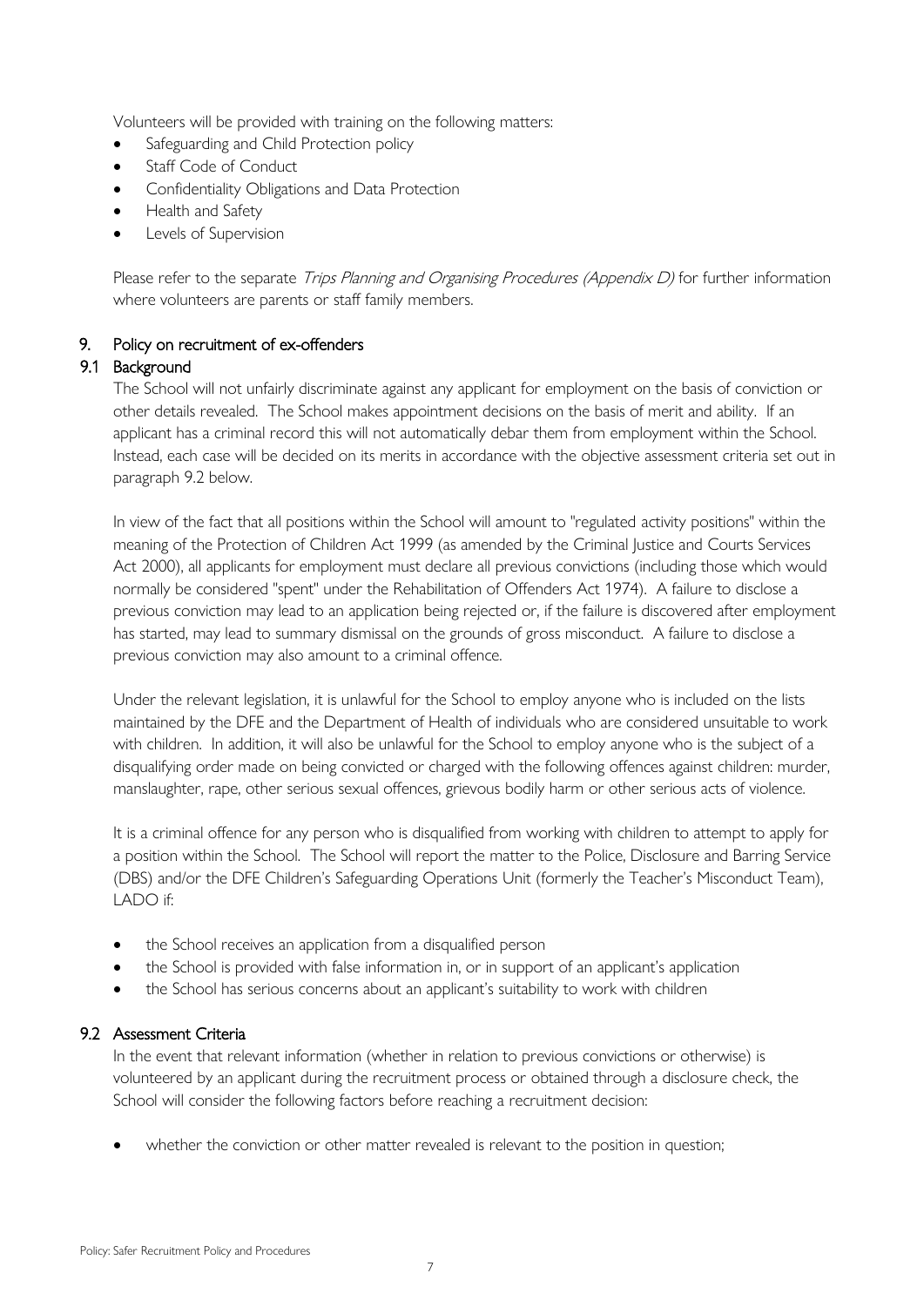Volunteers will be provided with training on the following matters:

- Safeguarding and Child Protection policy
- Staff Code of Conduct
- Confidentiality Obligations and Data Protection
- Health and Safety
- Levels of Supervision

Please refer to the separate *Trips Planning and Organising Procedures (Appendix D)* for further information where volunteers are parents or staff family members.

## 9. Policy on recruitment of ex-offenders

### 9.1 Background

The School will not unfairly discriminate against any applicant for employment on the basis of conviction or other details revealed. The School makes appointment decisions on the basis of merit and ability. If an applicant has a criminal record this will not automatically debar them from employment within the School. Instead, each case will be decided on its merits in accordance with the objective assessment criteria set out in paragraph 9.2 below.

In view of the fact that all positions within the School will amount to "regulated activity positions" within the meaning of the Protection of Children Act 1999 (as amended by the Criminal Justice and Courts Services Act 2000), all applicants for employment must declare all previous convictions (including those which would normally be considered "spent" under the Rehabilitation of Offenders Act 1974). A failure to disclose a previous conviction may lead to an application being rejected or, if the failure is discovered after employment has started, may lead to summary dismissal on the grounds of gross misconduct. A failure to disclose a previous conviction may also amount to a criminal offence.

Under the relevant legislation, it is unlawful for the School to employ anyone who is included on the lists maintained by the DFE and the Department of Health of individuals who are considered unsuitable to work with children. In addition, it will also be unlawful for the School to employ anyone who is the subject of a disqualifying order made on being convicted or charged with the following offences against children: murder, manslaughter, rape, other serious sexual offences, grievous bodily harm or other serious acts of violence.

It is a criminal offence for any person who is disqualified from working with children to attempt to apply for a position within the School. The School will report the matter to the Police, Disclosure and Barring Service (DBS) and/or the DFE Children's Safeguarding Operations Unit (formerly the Teacher's Misconduct Team), LADO if:

- the School receives an application from a disqualified person
- the School is provided with false information in, or in support of an applicant's application
- the School has serious concerns about an applicant's suitability to work with children

### 9.2 Assessment Criteria

In the event that relevant information (whether in relation to previous convictions or otherwise) is volunteered by an applicant during the recruitment process or obtained through a disclosure check, the School will consider the following factors before reaching a recruitment decision:

- whether the conviction or other matter revealed is relevant to the position in question;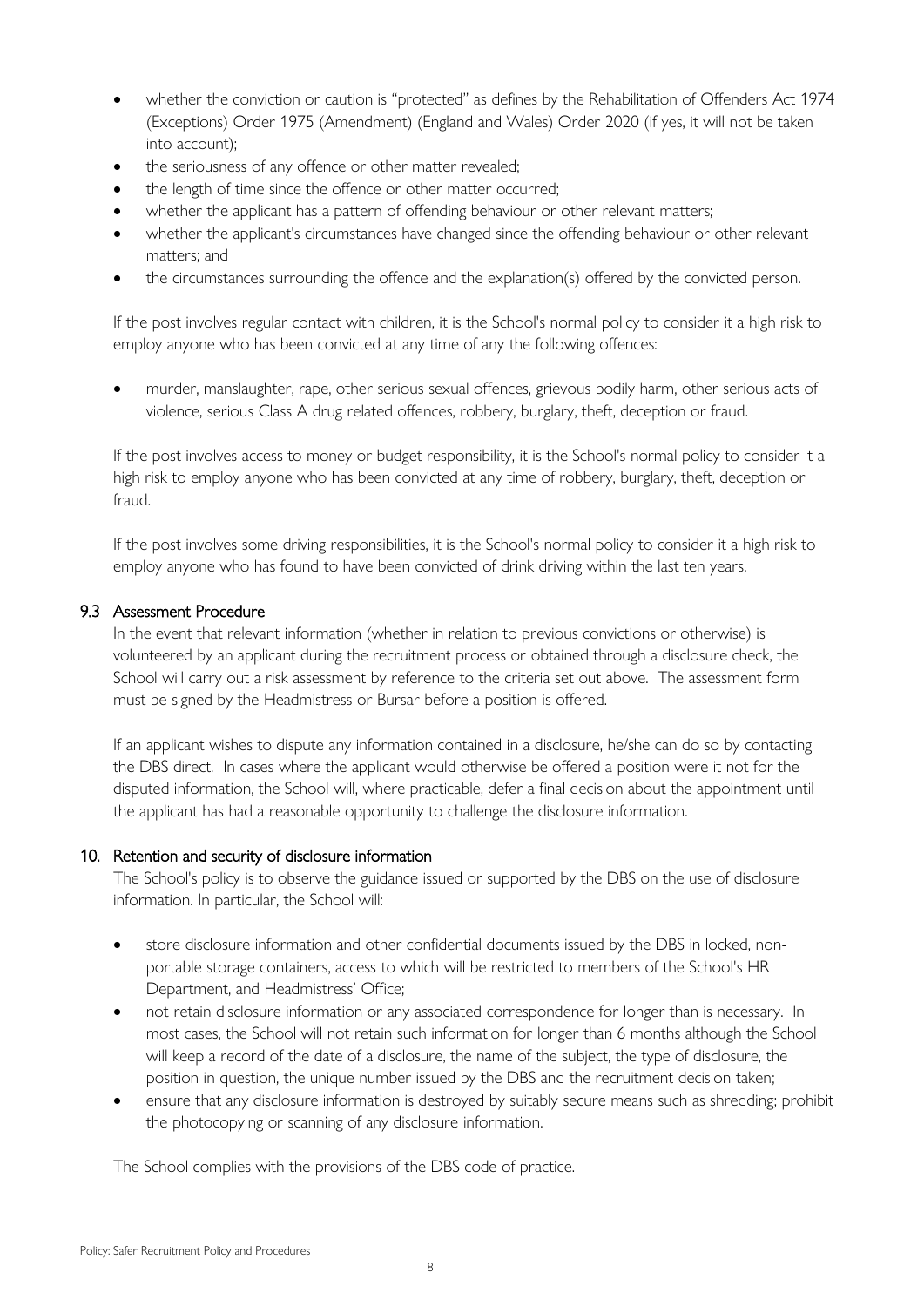- whether the conviction or caution is "protected" as defines by the Rehabilitation of Offenders Act 1974 (Exceptions) Order 1975 (Amendment) (England and Wales) Order 2020 (if yes, it will not be taken into account);
- the seriousness of any offence or other matter revealed;
- the length of time since the offence or other matter occurred;
- whether the applicant has a pattern of offending behaviour or other relevant matters;
- whether the applicant's circumstances have changed since the offending behaviour or other relevant matters; and
- the circumstances surrounding the offence and the explanation(s) offered by the convicted person.

If the post involves regular contact with children, it is the School's normal policy to consider it a high risk to employ anyone who has been convicted at any time of any the following offences:

- murder, manslaughter, rape, other serious sexual offences, grievous bodily harm, other serious acts of violence, serious Class A drug related offences, robbery, burglary, theft, deception or fraud.

If the post involves access to money or budget responsibility, it is the School's normal policy to consider it a high risk to employ anyone who has been convicted at any time of robbery, burglary, theft, deception or fraud.

If the post involves some driving responsibilities, it is the School's normal policy to consider it a high risk to employ anyone who has found to have been convicted of drink driving within the last ten years.

### 9.3 Assessment Procedure

In the event that relevant information (whether in relation to previous convictions or otherwise) is volunteered by an applicant during the recruitment process or obtained through a disclosure check, the School will carry out a risk assessment by reference to the criteria set out above. The assessment form must be signed by the Headmistress or Bursar before a position is offered.

If an applicant wishes to dispute any information contained in a disclosure, he/she can do so by contacting the DBS direct. In cases where the applicant would otherwise be offered a position were it not for the disputed information, the School will, where practicable, defer a final decision about the appointment until the applicant has had a reasonable opportunity to challenge the disclosure information.

## 10. Retention and security of disclosure information

The School's policy is to observe the guidance issued or supported by the DBS on the use of disclosure information. In particular, the School will:

- store disclosure information and other confidential documents issued by the DBS in locked, non-portable storage containers, access to which will be restricted to members of the School's HR Department, and Headmistress' Office;
- not retain disclosure information or any associated correspondence for longer than is necessary. In most cases, the School will not retain such information for longer than 6 months although the School will keep a record of the date of a disclosure, the name of the subject, the type of disclosure, the position in question, the unique number issued by the DBS and the recruitment decision taken;
- ensure that any disclosure information is destroyed by suitably secure means such as shredding; prohibit the photocopying or scanning of any disclosure information.

The School complies with the provisions of the DBS code of practice.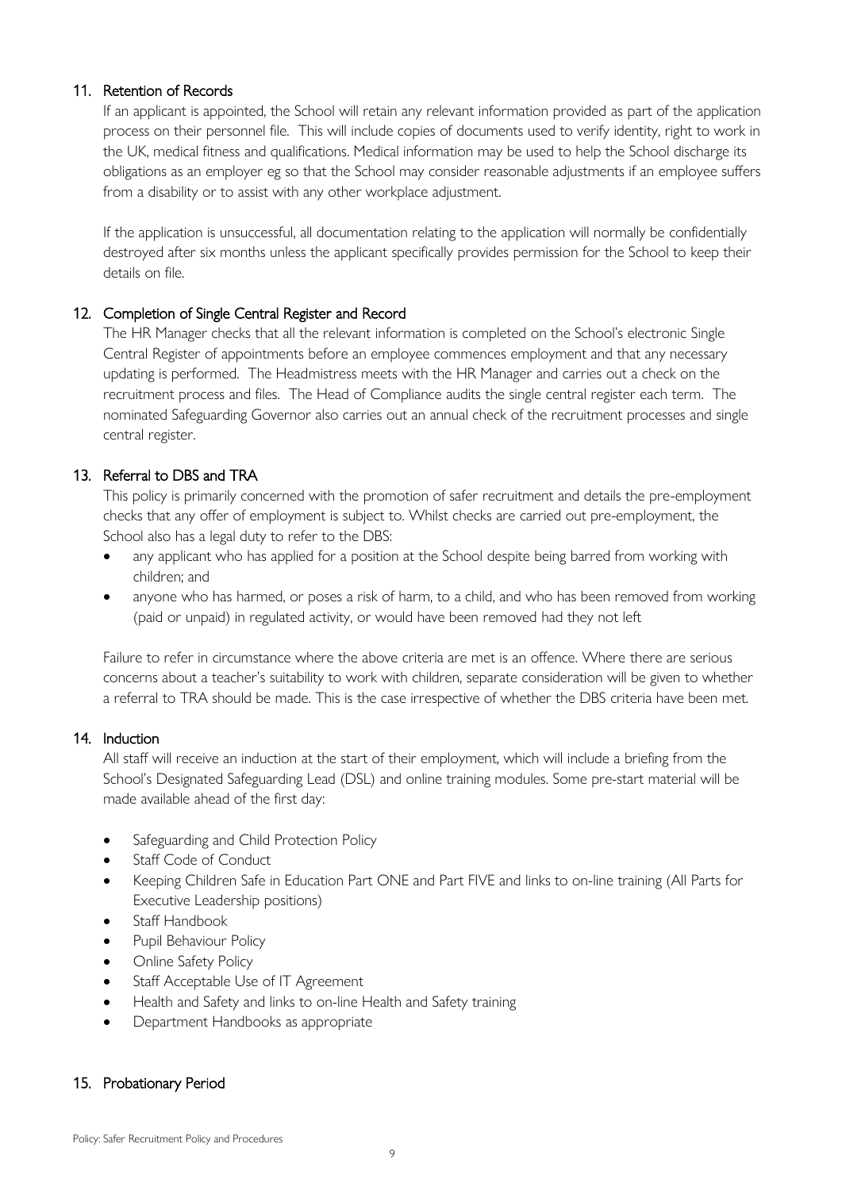## 11. Retention of Records

If an applicant is appointed, the School will retain any relevant information provided as part of the application process on their personnel file. This will include copies of documents used to verify identity, right to work in the UK, medical fitness and qualifications. Medical information may be used to help the School discharge its obligations as an employer eg so that the School may consider reasonable adjustments if an employee suffers from a disability or to assist with any other workplace adjustment.

If the application is unsuccessful, all documentation relating to the application will normally be confidentially destroyed after six months unless the applicant specifically provides permission for the School to keep their details on file.

## 12. Completion of Single Central Register and Record

The HR Manager checks that all the relevant information is completed on the School's electronic Single Central Register of appointments before an employee commences employment and that any necessary updating is performed. The Headmistress meets with the HR Manager and carries out a check on the recruitment process and files. The Head of Compliance audits the single central register each term. The nominated Safeguarding Governor also carries out an annual check of the recruitment processes and single central register.

## 13. Referral to DBS and TRA

This policy is primarily concerned with the promotion of safer recruitment and details the pre-employment checks that any offer of employment is subject to. Whilst checks are carried out pre-employment, the School also has a legal duty to refer to the DBS:

- any applicant who has applied for a position at the School despite being barred from working with children; and
- anyone who has harmed, or poses a risk of harm, to a child, and who has been removed from working (paid or unpaid) in regulated activity, or would have been removed had they not left

Failure to refer in circumstance where the above criteria are met is an offence. Where there are serious concerns about a teacher's suitability to work with children, separate consideration will be given to whether a referral to TRA should be made. This is the case irrespective of whether the DBS criteria have been met.

## 14. Induction

All staff will receive an induction at the start of their employment, which will include a briefing from the School's Designated Safeguarding Lead (DSL) and online training modules. Some pre-start material will be made available ahead of the first day:

- Safeguarding and Child Protection Policy
- Staff Code of Conduct
- Keeping Children Safe in Education Part ONE and Part FIVE and links to on-line training (All Parts for Executive Leadership positions)
- Staff Handbook
- Pupil Behaviour Policy
- Online Safety Policy
- Staff Acceptable Use of IT Agreement
- Health and Safety and links to on-line Health and Safety training
- Department Handbooks as appropriate

## 15. Probationary Period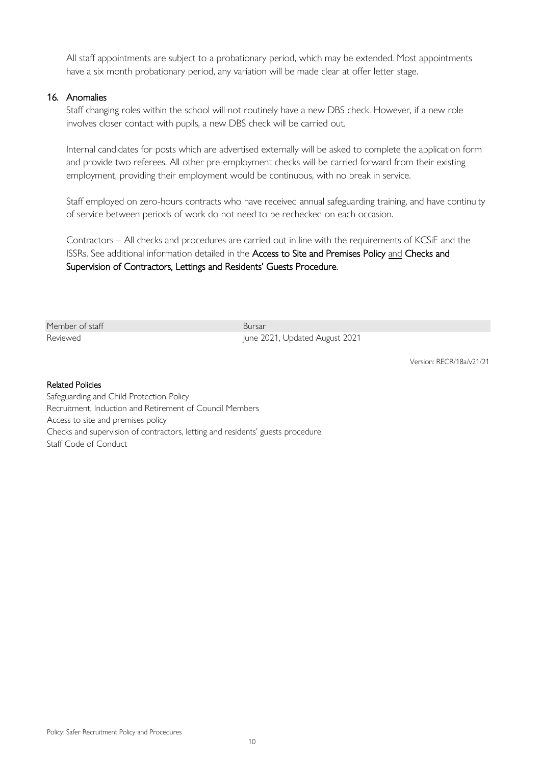All staff appointments are subject to a probationary period, which may be extended. Most appointments have a six month probationary period, any variation will be made clear at offer letter stage.

## 16. Anomalies

Staff changing roles within the school will not routinely have a new DBS check. However, if a new role involves closer contact with pupils, a new DBS check will be carried out.

Internal candidates for posts which are advertised externally will be asked to complete the application form and provide two referees. All other pre-employment checks will be carried forward from their existing employment, providing their employment would be continuous, with no break in service.

Staff employed on zero-hours contracts who have received annual safeguarding training, and have continuity of service between periods of work do not need to be rechecked on each occasion.

Contractors – All checks and procedures are carried out in line with the requirements of KCSiE and the ISSRs. See additional information detailed in the **Access to Site and Premises Policy** and **Checks and Supervision of Contractors, Lettings and Residents' Guests Procedure**.

| | |
|---|---|
| Member of staff | Bursar |
| Reviewed | June 2021, Updated August 2021 |

Version: RECR/18a/v21/21

**Related Policies**

Safeguarding and Child Protection Policy
Recruitment, Induction and Retirement of Council Members
Access to site and premises policy
Checks and supervision of contractors, letting and residents' guests procedure
Staff Code of Conduct